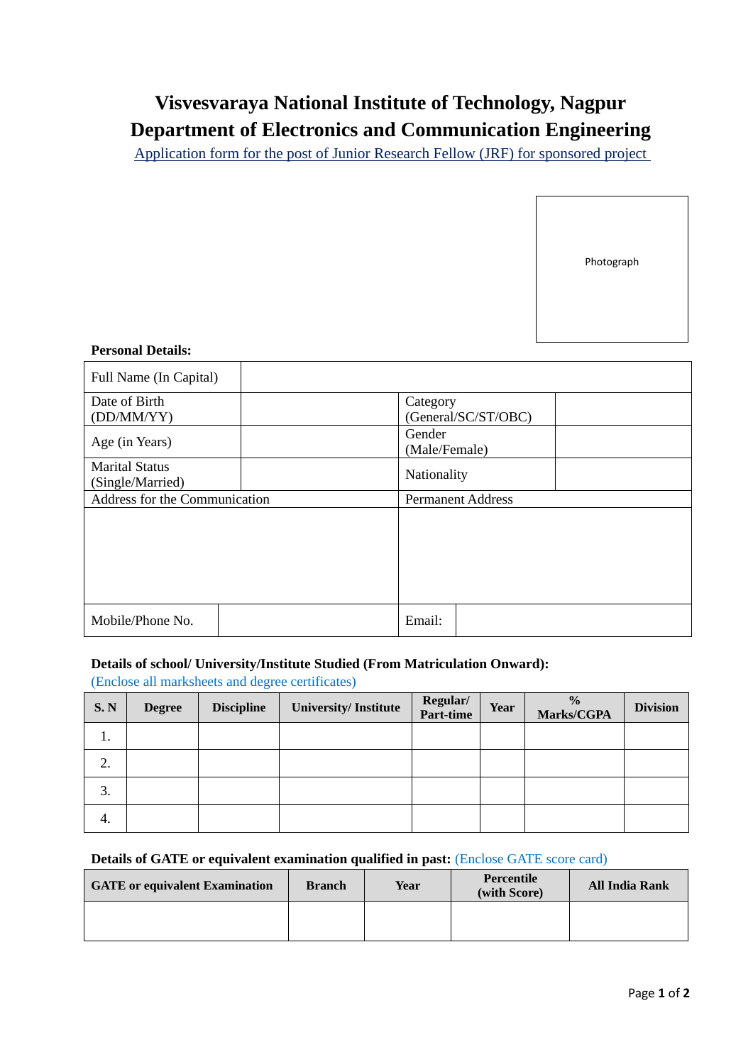# Visvesvaraya National Institute of Technology, Nagpur
# Department of Electronics and Communication Engineering

Application form for the post of Junior Research Fellow (JRF) for sponsored project

Photograph

**Personal Details:**

| Full Name (In Capital) | | | |
|---|---|---|---|
| Date of Birth (DD/MM/YY) | | Category (General/SC/ST/OBC) | |
| Age (in Years) | | Gender (Male/Female) | |
| Marital Status (Single/Married) | | Nationality | |
| Address for the Communication | | Permanent Address | |
| | | | |
| Mobile/Phone No. | | Email: | |

**Details of school/ University/Institute Studied (From Matriculation Onward):**
(Enclose all marksheets and degree certificates)

| S. N | Degree | Discipline | University/ Institute | Regular/ Part-time | Year | % Marks/CGPA | Division |
|---|---|---|---|---|---|---|---|
| 1. | | | | | | | |
| 2. | | | | | | | |
| 3. | | | | | | | |
| 4. | | | | | | | |

**Details of GATE or equivalent examination qualified in past:** (Enclose GATE score card)

| GATE or equivalent Examination | Branch | Year | Percentile (with Score) | All India Rank |
|---|---|---|---|---|
| | | | | |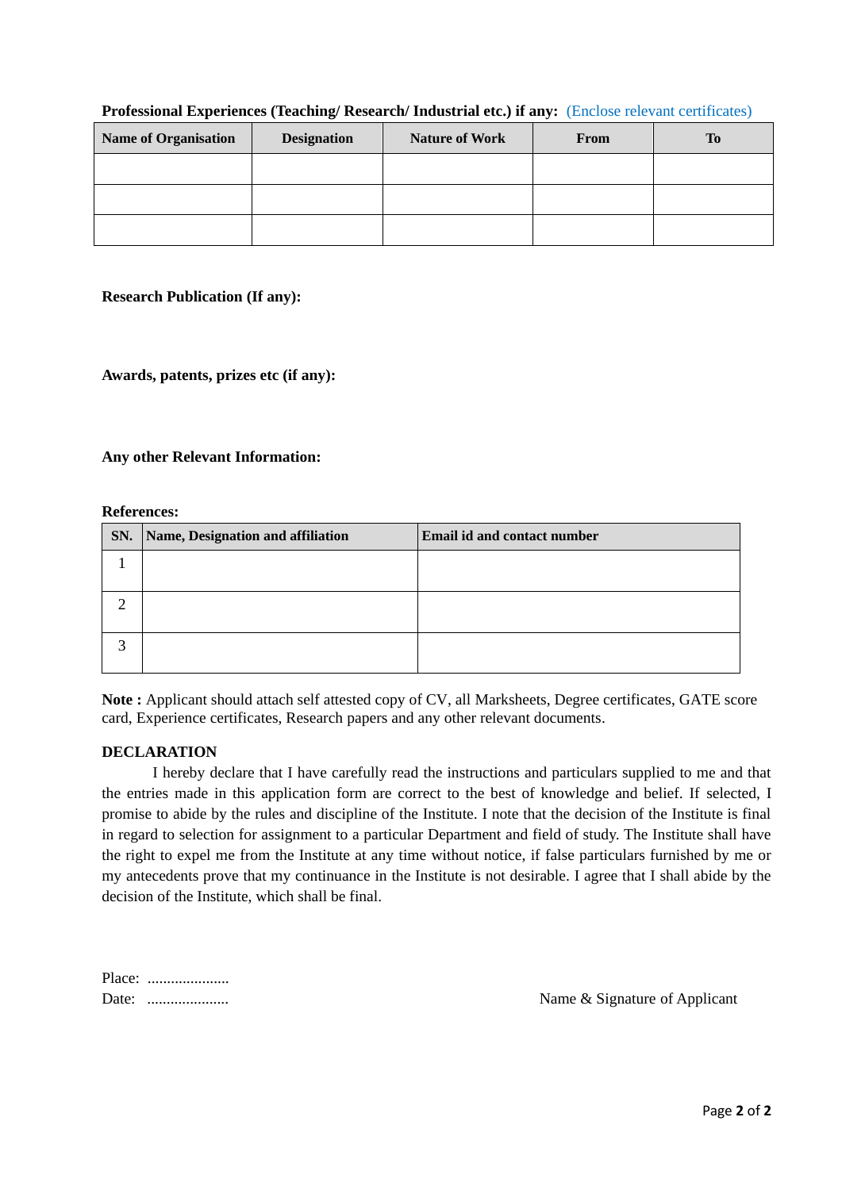**Professional Experiences (Teaching/ Research/ Industrial etc.) if any:** (Enclose relevant certificates)

| Name of Organisation | Designation | Nature of Work | From | To |
|---|---|---|---|---|
| | | | | |
| | | | | |
| | | | | |

**Research Publication (If any):**

**Awards, patents, prizes etc (if any):**

**Any other Relevant Information:**

**References:**

| SN. | Name, Designation and affiliation | Email id and contact number |
|---|---|---|
| 1 | | |
| 2 | | |
| 3 | | |

**Note :** Applicant should attach self attested copy of CV, all Marksheets, Degree certificates, GATE score card, Experience certificates, Research papers and any other relevant documents.

**DECLARATION**

I hereby declare that I have carefully read the instructions and particulars supplied to me and that the entries made in this application form are correct to the best of knowledge and belief. If selected, I promise to abide by the rules and discipline of the Institute. I note that the decision of the Institute is final in regard to selection for assignment to a particular Department and field of study. The Institute shall have the right to expel me from the Institute at any time without notice, if false particulars furnished by me or my antecedents prove that my continuance in the Institute is not desirable. I agree that I shall abide by the decision of the Institute, which shall be final.

Place: .....................

Date: .....................

Name & Signature of Applicant